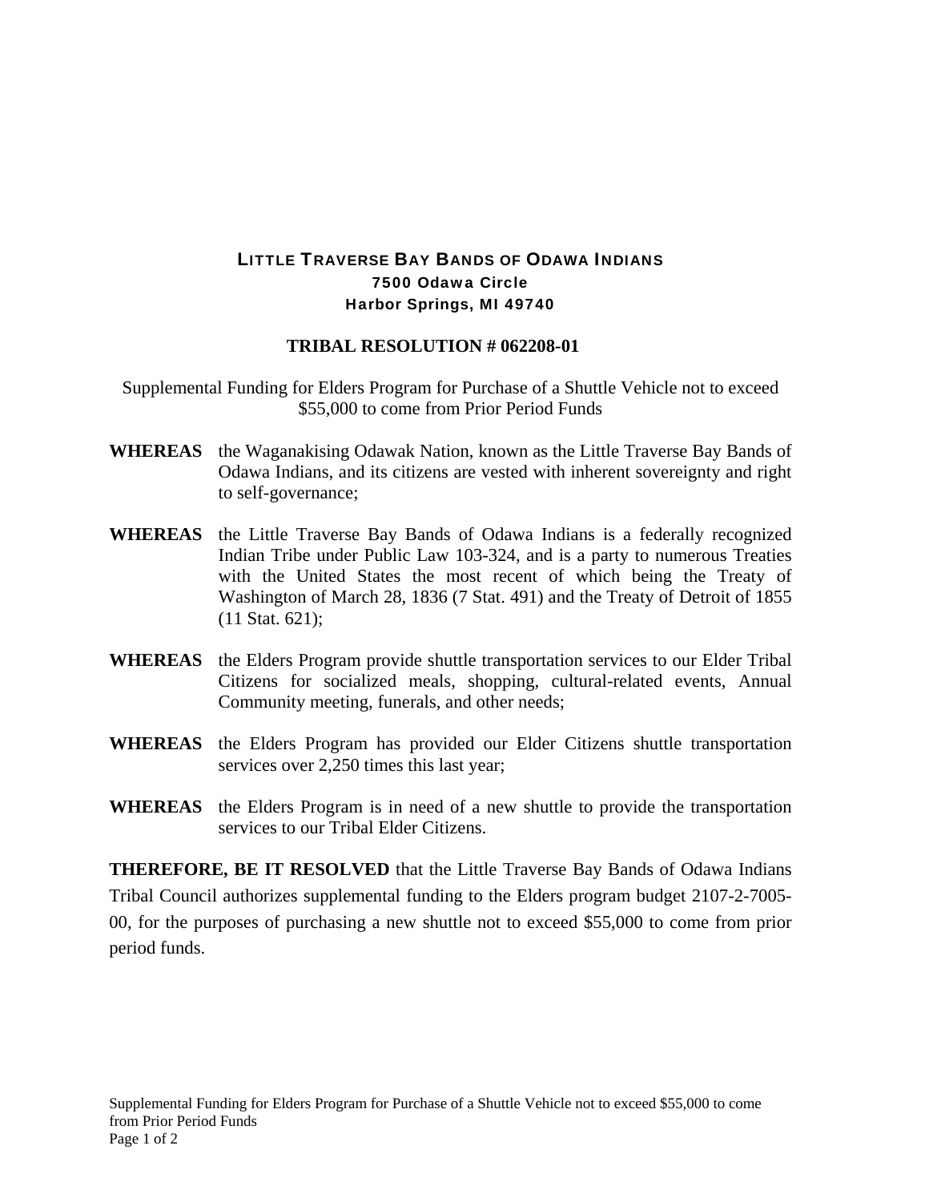**LITTLE TRAVERSE BAY BANDS OF ODAWA INDIANS**
**7500 Odawa Circle**
**Harbor Springs, MI 49740**

# TRIBAL RESOLUTION # 062208-01

Supplemental Funding for Elders Program for Purchase of a Shuttle Vehicle not to exceed $55,000 to come from Prior Period Funds

**WHEREAS** the Waganakising Odawak Nation, known as the Little Traverse Bay Bands of Odawa Indians, and its citizens are vested with inherent sovereignty and right to self-governance;

**WHEREAS** the Little Traverse Bay Bands of Odawa Indians is a federally recognized Indian Tribe under Public Law 103-324, and is a party to numerous Treaties with the United States the most recent of which being the Treaty of Washington of March 28, 1836 (7 Stat. 491) and the Treaty of Detroit of 1855 (11 Stat. 621);

**WHEREAS** the Elders Program provide shuttle transportation services to our Elder Tribal Citizens for socialized meals, shopping, cultural-related events, Annual Community meeting, funerals, and other needs;

**WHEREAS** the Elders Program has provided our Elder Citizens shuttle transportation services over 2,250 times this last year;

**WHEREAS** the Elders Program is in need of a new shuttle to provide the transportation services to our Tribal Elder Citizens.

**THEREFORE, BE IT RESOLVED** that the Little Traverse Bay Bands of Odawa Indians Tribal Council authorizes supplemental funding to the Elders program budget 2107-2-7005-00, for the purposes of purchasing a new shuttle not to exceed $55,000 to come from prior period funds.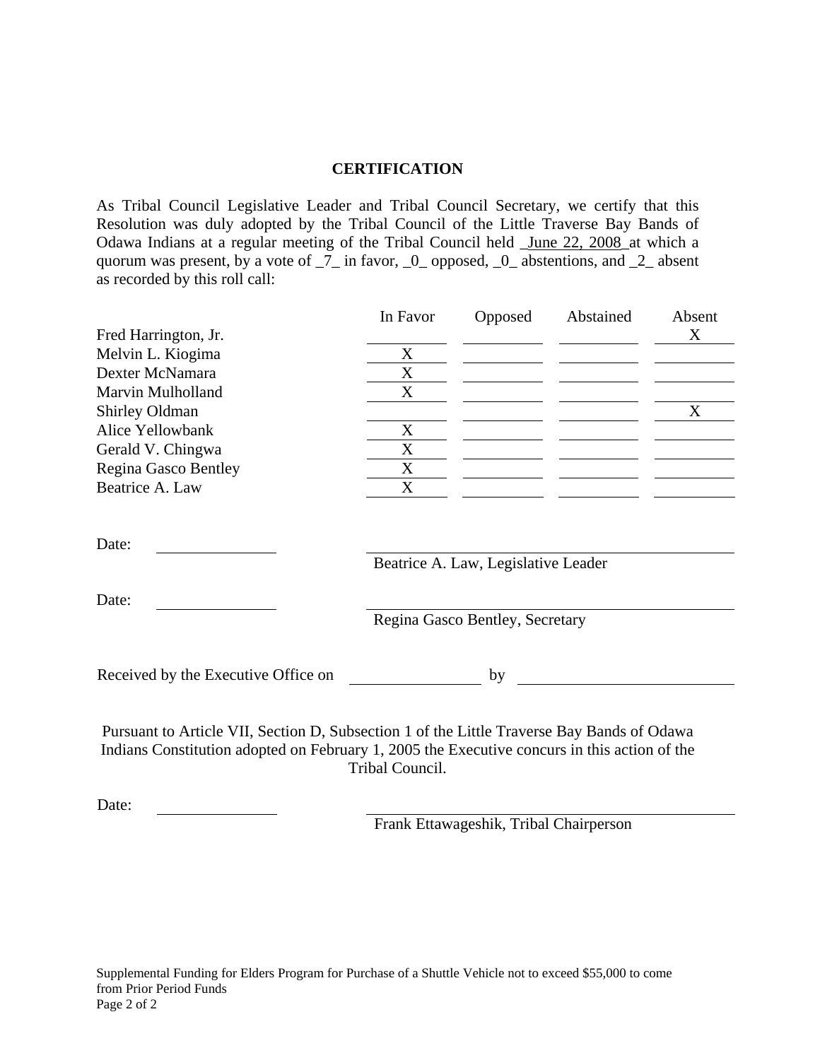## CERTIFICATION

As Tribal Council Legislative Leader and Tribal Council Secretary, we certify that this Resolution was duly adopted by the Tribal Council of the Little Traverse Bay Bands of Odawa Indians at a regular meeting of the Tribal Council held _June 22, 2008_at which a quorum was present, by a vote of _7_ in favor, _0_ opposed, _0_ abstentions, and _2_ absent as recorded by this roll call:

| | In Favor | Opposed | Abstained | Absent |
|---|---|---|---|---|
| Fred Harrington, Jr. | | | | X |
| Melvin L. Kiogima | X | | | |
| Dexter McNamara | X | | | |
| Marvin Mulholland | X | | | |
| Shirley Oldman | | | | X |
| Alice Yellowbank | X | | | |
| Gerald V. Chingwa | X | | | |
| Regina Gasco Bentley | X | | | |
| Beatrice A. Law | X | | | |

Date: ______________ ________________________________
Beatrice A. Law, Legislative Leader

Date: ______________ ________________________________
Regina Gasco Bentley, Secretary

Received by the Executive Office on ______________ by ________________________

Pursuant to Article VII, Section D, Subsection 1 of the Little Traverse Bay Bands of Odawa Indians Constitution adopted on February 1, 2005 the Executive concurs in this action of the Tribal Council.

Date: ______________ ________________________________
Frank Ettawageshik, Tribal Chairperson

Supplemental Funding for Elders Program for Purchase of a Shuttle Vehicle not to exceed $55,000 to come from Prior Period Funds